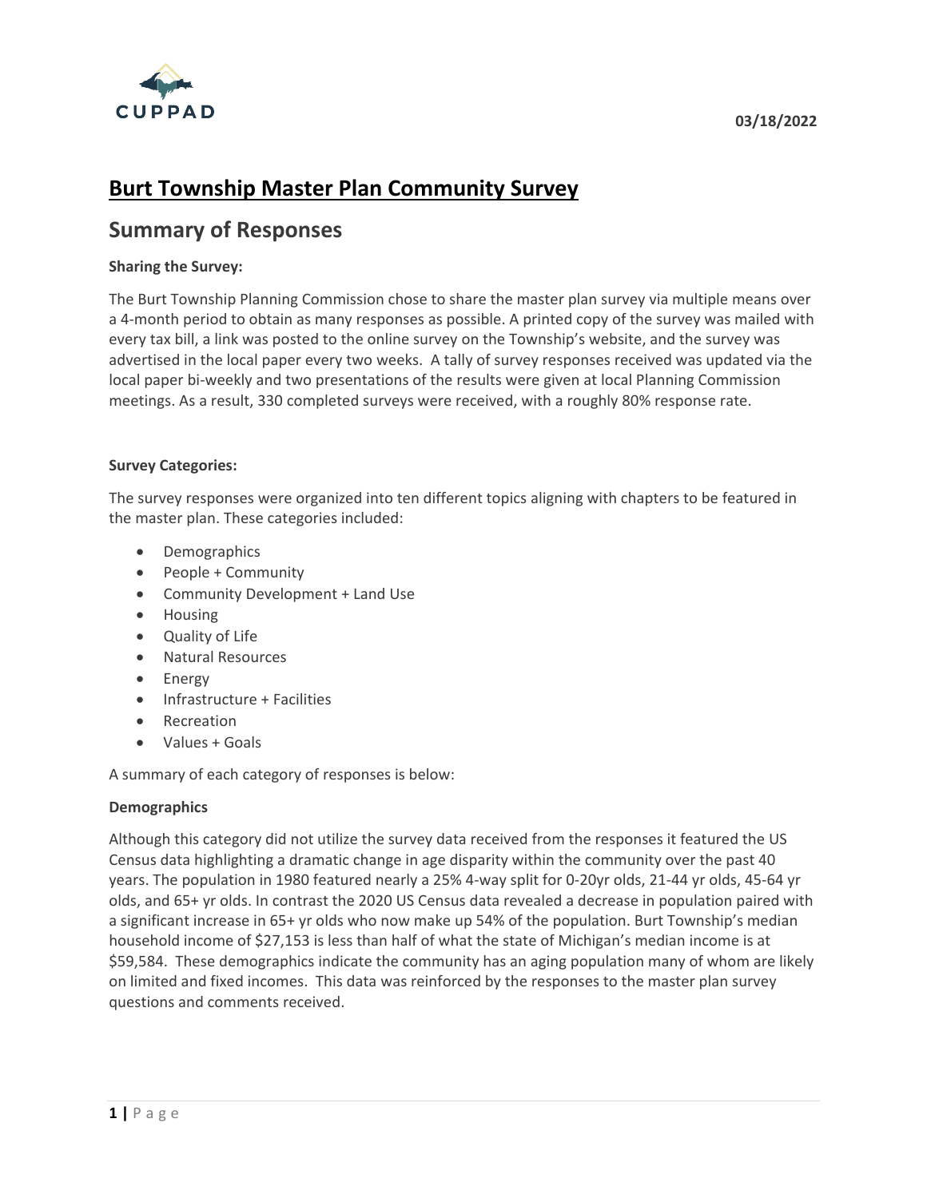03/18/2022

# Burt Township Master Plan Community Survey

## Summary of Responses

**Sharing the Survey:**

The Burt Township Planning Commission chose to share the master plan survey via multiple means over a 4-month period to obtain as many responses as possible. A printed copy of the survey was mailed with every tax bill, a link was posted to the online survey on the Township's website, and the survey was advertised in the local paper every two weeks. A tally of survey responses received was updated via the local paper bi-weekly and two presentations of the results were given at local Planning Commission meetings. As a result, 330 completed surveys were received, with a roughly 80% response rate.

**Survey Categories:**

The survey responses were organized into ten different topics aligning with chapters to be featured in the master plan. These categories included:

- Demographics
- People + Community
- Community Development + Land Use
- Housing
- Quality of Life
- Natural Resources
- Energy
- Infrastructure + Facilities
- Recreation
- Values + Goals

A summary of each category of responses is below:

**Demographics**

Although this category did not utilize the survey data received from the responses it featured the US Census data highlighting a dramatic change in age disparity within the community over the past 40 years. The population in 1980 featured nearly a 25% 4-way split for 0-20yr olds, 21-44 yr olds, 45-64 yr olds, and 65+ yr olds. In contrast the 2020 US Census data revealed a decrease in population paired with a significant increase in 65+ yr olds who now make up 54% of the population. Burt Township's median household income of $27,153 is less than half of what the state of Michigan's median income is at $59,584. These demographics indicate the community has an aging population many of whom are likely on limited and fixed incomes. This data was reinforced by the responses to the master plan survey questions and comments received.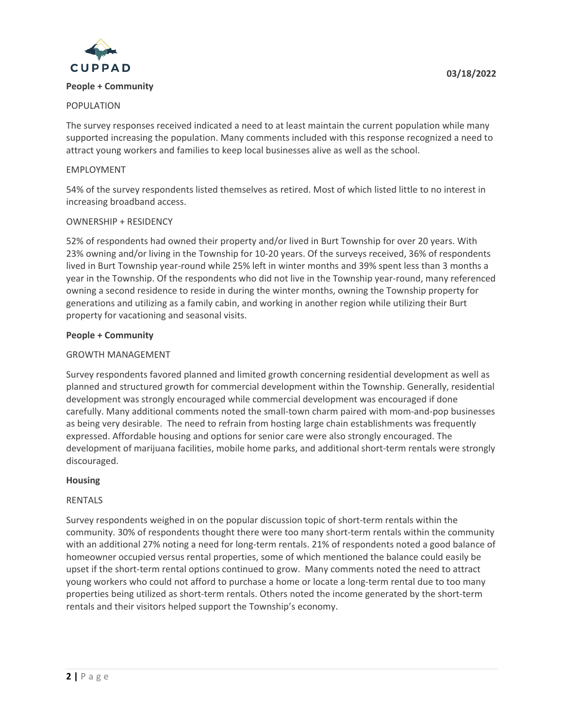**People + Community**

POPULATION

The survey responses received indicated a need to at least maintain the current population while many supported increasing the population. Many comments included with this response recognized a need to attract young workers and families to keep local businesses alive as well as the school.

EMPLOYMENT

54% of the survey respondents listed themselves as retired. Most of which listed little to no interest in increasing broadband access.

OWNERSHIP + RESIDENCY

52% of respondents had owned their property and/or lived in Burt Township for over 20 years. With 23% owning and/or living in the Township for 10-20 years. Of the surveys received, 36% of respondents lived in Burt Township year-round while 25% left in winter months and 39% spent less than 3 months a year in the Township. Of the respondents who did not live in the Township year-round, many referenced owning a second residence to reside in during the winter months, owning the Township property for generations and utilizing as a family cabin, and working in another region while utilizing their Burt property for vacationing and seasonal visits.

**People + Community**

GROWTH MANAGEMENT

Survey respondents favored planned and limited growth concerning residential development as well as planned and structured growth for commercial development within the Township. Generally, residential development was strongly encouraged while commercial development was encouraged if done carefully. Many additional comments noted the small-town charm paired with mom-and-pop businesses as being very desirable. The need to refrain from hosting large chain establishments was frequently expressed. Affordable housing and options for senior care were also strongly encouraged. The development of marijuana facilities, mobile home parks, and additional short-term rentals were strongly discouraged.

**Housing**

RENTALS

Survey respondents weighed in on the popular discussion topic of short-term rentals within the community. 30% of respondents thought there were too many short-term rentals within the community with an additional 27% noting a need for long-term rentals. 21% of respondents noted a good balance of homeowner occupied versus rental properties, some of which mentioned the balance could easily be upset if the short-term rental options continued to grow. Many comments noted the need to attract young workers who could not afford to purchase a home or locate a long-term rental due to too many properties being utilized as short-term rentals. Others noted the income generated by the short-term rentals and their visitors helped support the Township's economy.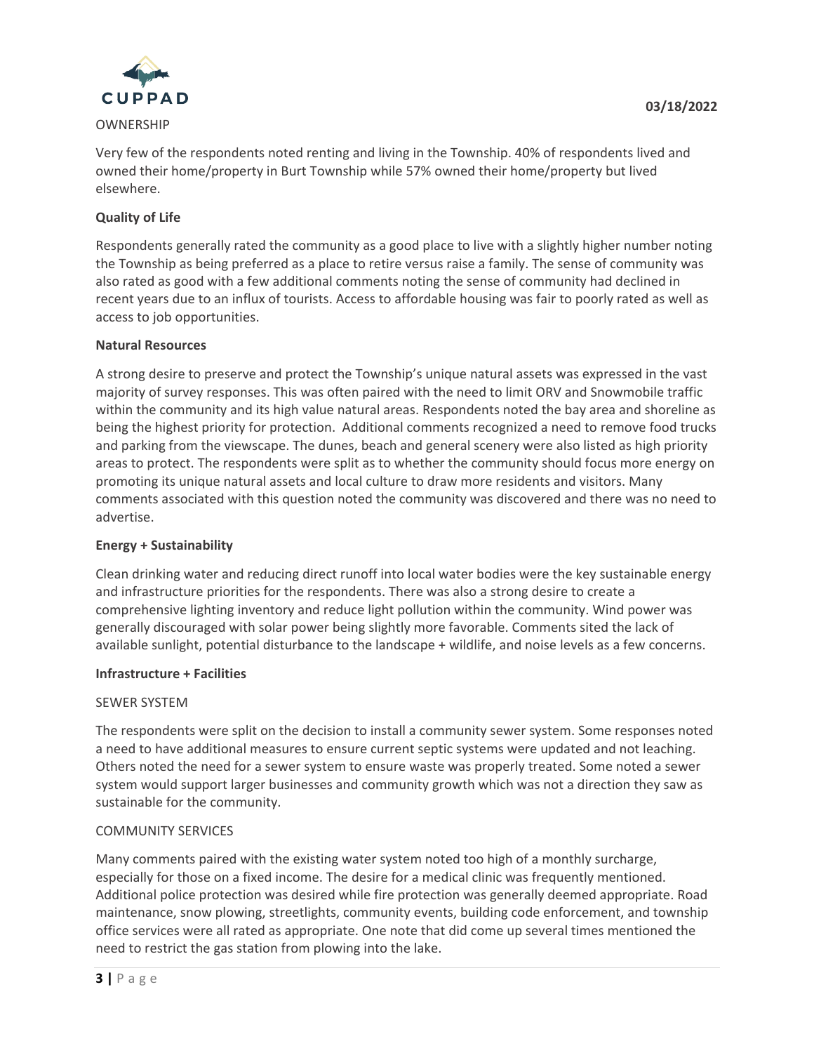OWNERSHIP

Very few of the respondents noted renting and living in the Township. 40% of respondents lived and owned their home/property in Burt Township while 57% owned their home/property but lived elsewhere.

**Quality of Life**

Respondents generally rated the community as a good place to live with a slightly higher number noting the Township as being preferred as a place to retire versus raise a family. The sense of community was also rated as good with a few additional comments noting the sense of community had declined in recent years due to an influx of tourists. Access to affordable housing was fair to poorly rated as well as access to job opportunities.

**Natural Resources**

A strong desire to preserve and protect the Township's unique natural assets was expressed in the vast majority of survey responses. This was often paired with the need to limit ORV and Snowmobile traffic within the community and its high value natural areas. Respondents noted the bay area and shoreline as being the highest priority for protection. Additional comments recognized a need to remove food trucks and parking from the viewscape. The dunes, beach and general scenery were also listed as high priority areas to protect. The respondents were split as to whether the community should focus more energy on promoting its unique natural assets and local culture to draw more residents and visitors. Many comments associated with this question noted the community was discovered and there was no need to advertise.

**Energy + Sustainability**

Clean drinking water and reducing direct runoff into local water bodies were the key sustainable energy and infrastructure priorities for the respondents. There was also a strong desire to create a comprehensive lighting inventory and reduce light pollution within the community. Wind power was generally discouraged with solar power being slightly more favorable. Comments sited the lack of available sunlight, potential disturbance to the landscape + wildlife, and noise levels as a few concerns.

**Infrastructure + Facilities**

SEWER SYSTEM

The respondents were split on the decision to install a community sewer system. Some responses noted a need to have additional measures to ensure current septic systems were updated and not leaching. Others noted the need for a sewer system to ensure waste was properly treated. Some noted a sewer system would support larger businesses and community growth which was not a direction they saw as sustainable for the community.

COMMUNITY SERVICES

Many comments paired with the existing water system noted too high of a monthly surcharge, especially for those on a fixed income. The desire for a medical clinic was frequently mentioned. Additional police protection was desired while fire protection was generally deemed appropriate. Road maintenance, snow plowing, streetlights, community events, building code enforcement, and township office services were all rated as appropriate. One note that did come up several times mentioned the need to restrict the gas station from plowing into the lake.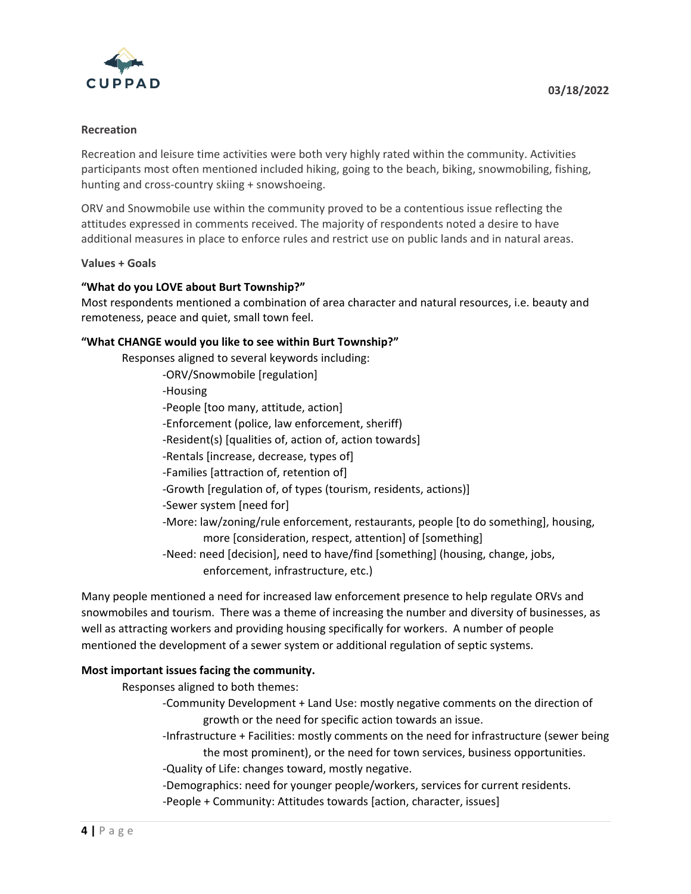**Recreation**

Recreation and leisure time activities were both very highly rated within the community. Activities participants most often mentioned included hiking, going to the beach, biking, snowmobiling, fishing, hunting and cross-country skiing + snowshoeing.

ORV and Snowmobile use within the community proved to be a contentious issue reflecting the attitudes expressed in comments received. The majority of respondents noted a desire to have additional measures in place to enforce rules and restrict use on public lands and in natural areas.

**Values + Goals**

**"What do you LOVE about Burt Township?"**
Most respondents mentioned a combination of area character and natural resources, i.e. beauty and remoteness, peace and quiet, small town feel.

**"What CHANGE would you like to see within Burt Township?"**

Responses aligned to several keywords including:

- -ORV/Snowmobile [regulation]
- -Housing
- -People [too many, attitude, action]
- -Enforcement (police, law enforcement, sheriff)
- -Resident(s) [qualities of, action of, action towards]
- -Rentals [increase, decrease, types of]
- -Families [attraction of, retention of]
- -Growth [regulation of, of types (tourism, residents, actions)]
- -Sewer system [need for]
- -More: law/zoning/rule enforcement, restaurants, people [to do something], housing, more [consideration, respect, attention] of [something]
- -Need: need [decision], need to have/find [something] (housing, change, jobs, enforcement, infrastructure, etc.)

Many people mentioned a need for increased law enforcement presence to help regulate ORVs and snowmobiles and tourism. There was a theme of increasing the number and diversity of businesses, as well as attracting workers and providing housing specifically for workers. A number of people mentioned the development of a sewer system or additional regulation of septic systems.

**Most important issues facing the community.**

Responses aligned to both themes:

- -Community Development + Land Use: mostly negative comments on the direction of growth or the need for specific action towards an issue.
- -Infrastructure + Facilities: mostly comments on the need for infrastructure (sewer being the most prominent), or the need for town services, business opportunities.
- -Quality of Life: changes toward, mostly negative.
- -Demographics: need for younger people/workers, services for current residents.
- -People + Community: Attitudes towards [action, character, issues]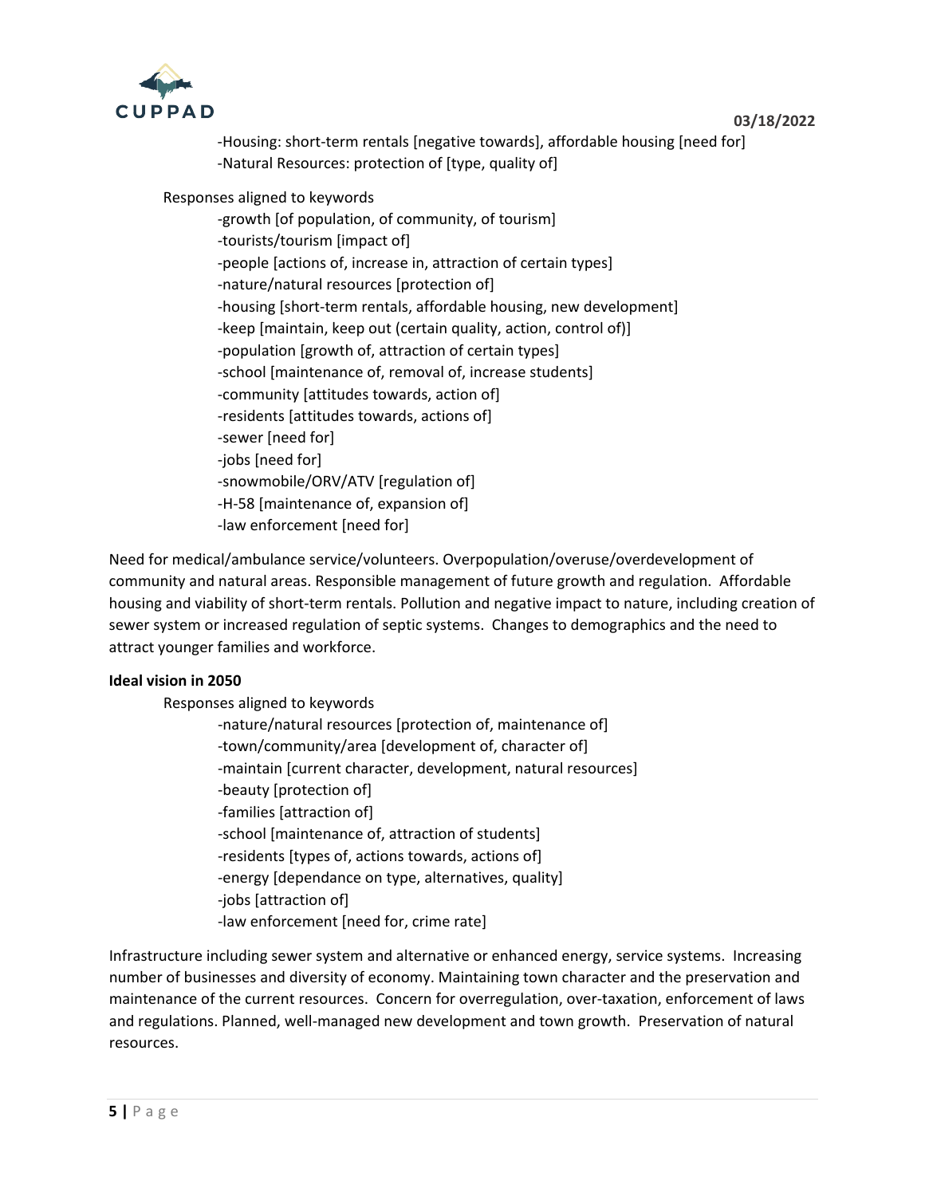- Housing: short-term rentals [negative towards], affordable housing [need for]
- Natural Resources: protection of [type, quality of]

Responses aligned to keywords

- growth [of population, of community, of tourism]
- tourists/tourism [impact of]
- people [actions of, increase in, attraction of certain types]
- nature/natural resources [protection of]
- housing [short-term rentals, affordable housing, new development]
- keep [maintain, keep out (certain quality, action, control of)]
- population [growth of, attraction of certain types]
- school [maintenance of, removal of, increase students]
- community [attitudes towards, action of]
- residents [attitudes towards, actions of]
- sewer [need for]
- jobs [need for]
- snowmobile/ORV/ATV [regulation of]
- H-58 [maintenance of, expansion of]
- law enforcement [need for]

Need for medical/ambulance service/volunteers. Overpopulation/overuse/overdevelopment of community and natural areas. Responsible management of future growth and regulation. Affordable housing and viability of short-term rentals. Pollution and negative impact to nature, including creation of sewer system or increased regulation of septic systems. Changes to demographics and the need to attract younger families and workforce.

**Ideal vision in 2050**

Responses aligned to keywords

- nature/natural resources [protection of, maintenance of]
- town/community/area [development of, character of]
- maintain [current character, development, natural resources]
- beauty [protection of]
- families [attraction of]
- school [maintenance of, attraction of students]
- residents [types of, actions towards, actions of]
- energy [dependance on type, alternatives, quality]
- jobs [attraction of]
- law enforcement [need for, crime rate]

Infrastructure including sewer system and alternative or enhanced energy, service systems. Increasing number of businesses and diversity of economy. Maintaining town character and the preservation and maintenance of the current resources. Concern for overregulation, over-taxation, enforcement of laws and regulations. Planned, well-managed new development and town growth. Preservation of natural resources.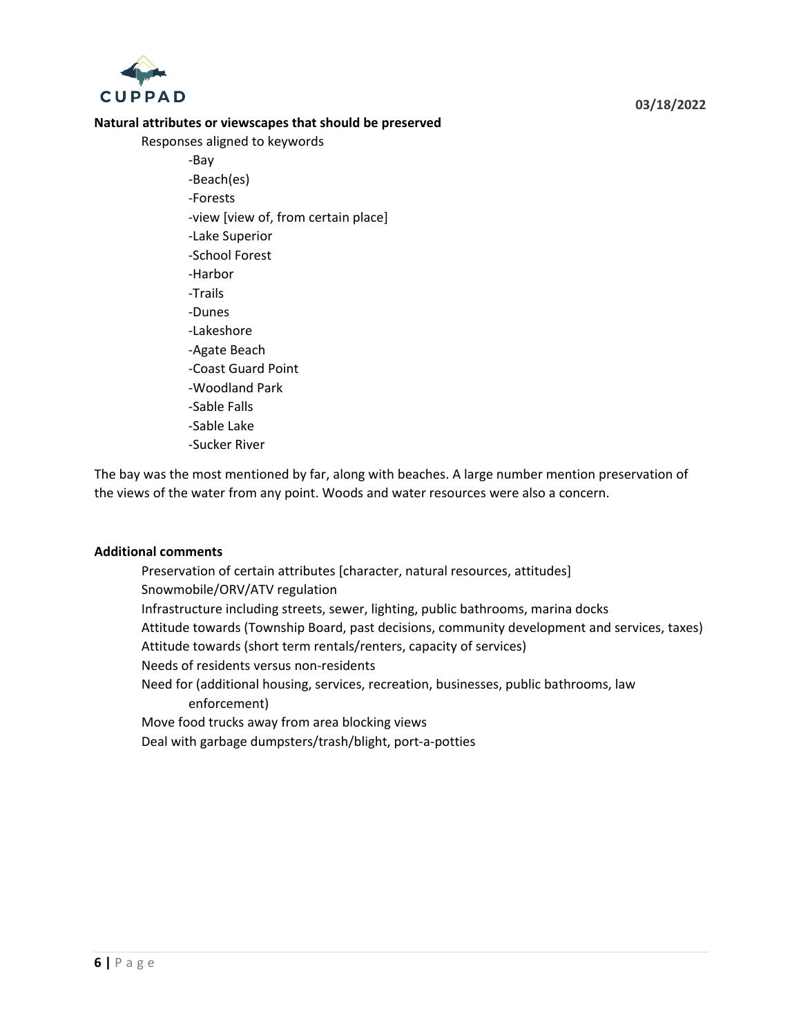**Natural attributes or viewscapes that should be preserved**

Responses aligned to keywords

- Bay
- Beach(es)
- Forests
- view [view of, from certain place]
- Lake Superior
- School Forest
- Harbor
- Trails
- Dunes
- Lakeshore
- Agate Beach
- Coast Guard Point
- Woodland Park
- Sable Falls
- Sable Lake
- Sucker River

The bay was the most mentioned by far, along with beaches. A large number mention preservation of the views of the water from any point. Woods and water resources were also a concern.

**Additional comments**

Preservation of certain attributes [character, natural resources, attitudes]
Snowmobile/ORV/ATV regulation
Infrastructure including streets, sewer, lighting, public bathrooms, marina docks
Attitude towards (Township Board, past decisions, community development and services, taxes)
Attitude towards (short term rentals/renters, capacity of services)
Needs of residents versus non-residents
Need for (additional housing, services, recreation, businesses, public bathrooms, law enforcement)
Move food trucks away from area blocking views
Deal with garbage dumpsters/trash/blight, port-a-potties